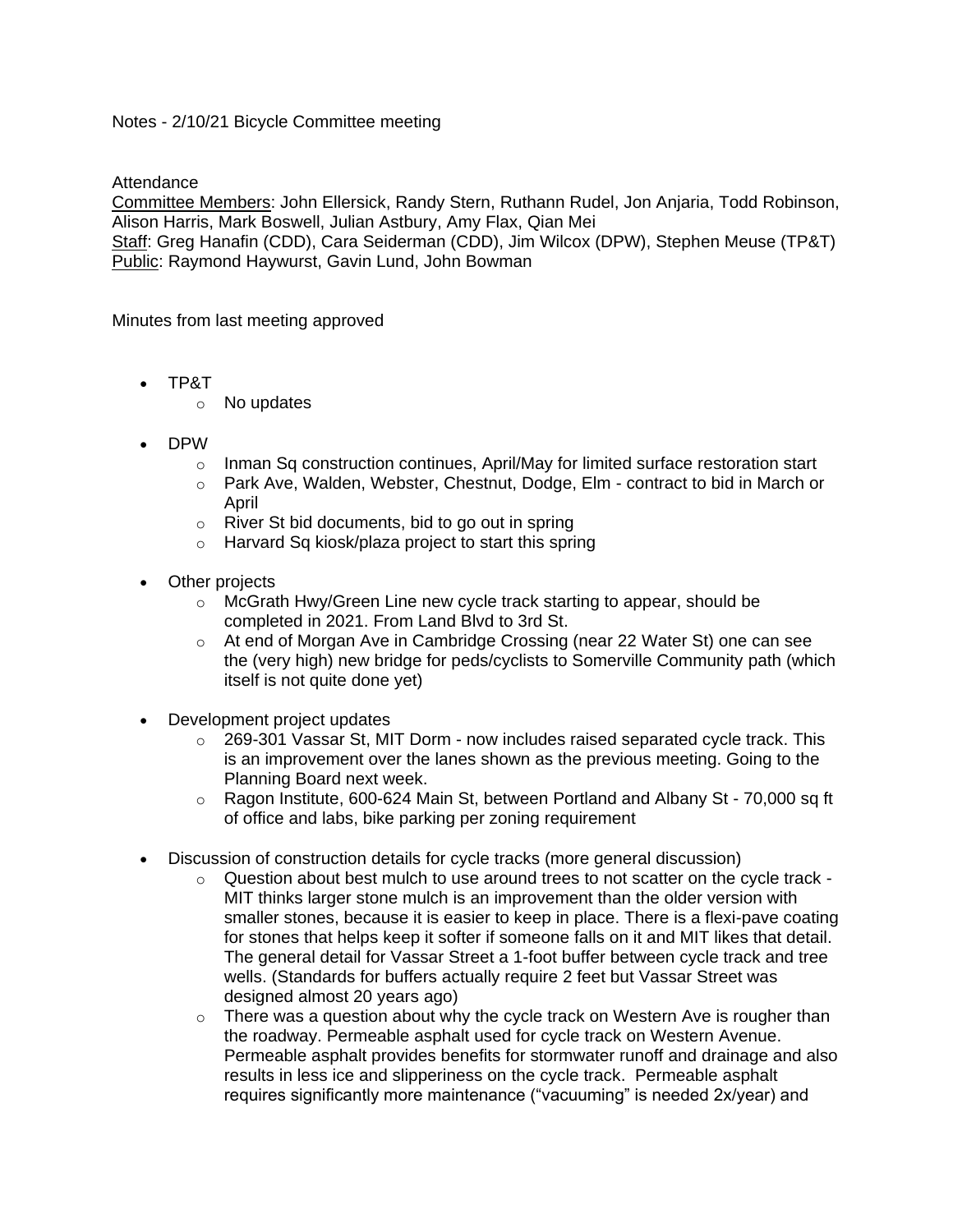Notes - 2/10/21 Bicycle Committee meeting

Attendance

Committee Members: John Ellersick, Randy Stern, Ruthann Rudel, Jon Anjaria, Todd Robinson, Alison Harris, Mark Boswell, Julian Astbury, Amy Flax, Qian Mei

Staff: Greg Hanafin (CDD), Cara Seiderman (CDD), Jim Wilcox (DPW), Stephen Meuse (TP&T)

Public: Raymond Haywurst, Gavin Lund, John Bowman

Minutes from last meeting approved

- TP&T
  - No updates
- DPW
  - Inman Sq construction continues, April/May for limited surface restoration start
  - Park Ave, Walden, Webster, Chestnut, Dodge, Elm - contract to bid in March or April
  - River St bid documents, bid to go out in spring
  - Harvard Sq kiosk/plaza project to start this spring
- Other projects
  - McGrath Hwy/Green Line new cycle track starting to appear, should be completed in 2021. From Land Blvd to 3rd St.
  - At end of Morgan Ave in Cambridge Crossing (near 22 Water St) one can see the (very high) new bridge for peds/cyclists to Somerville Community path (which itself is not quite done yet)
- Development project updates
  - 269-301 Vassar St, MIT Dorm - now includes raised separated cycle track. This is an improvement over the lanes shown as the previous meeting. Going to the Planning Board next week.
  - Ragon Institute, 600-624 Main St, between Portland and Albany St - 70,000 sq ft of office and labs, bike parking per zoning requirement
- Discussion of construction details for cycle tracks (more general discussion)
  - Question about best mulch to use around trees to not scatter on the cycle track - MIT thinks larger stone mulch is an improvement than the older version with smaller stones, because it is easier to keep in place. There is a flexi-pave coating for stones that helps keep it softer if someone falls on it and MIT likes that detail. The general detail for Vassar Street a 1-foot buffer between cycle track and tree wells. (Standards for buffers actually require 2 feet but Vassar Street was designed almost 20 years ago)
  - There was a question about why the cycle track on Western Ave is rougher than the roadway. Permeable asphalt used for cycle track on Western Avenue. Permeable asphalt provides benefits for stormwater runoff and drainage and also results in less ice and slipperiness on the cycle track. Permeable asphalt requires significantly more maintenance ("vacuuming" is needed 2x/year) and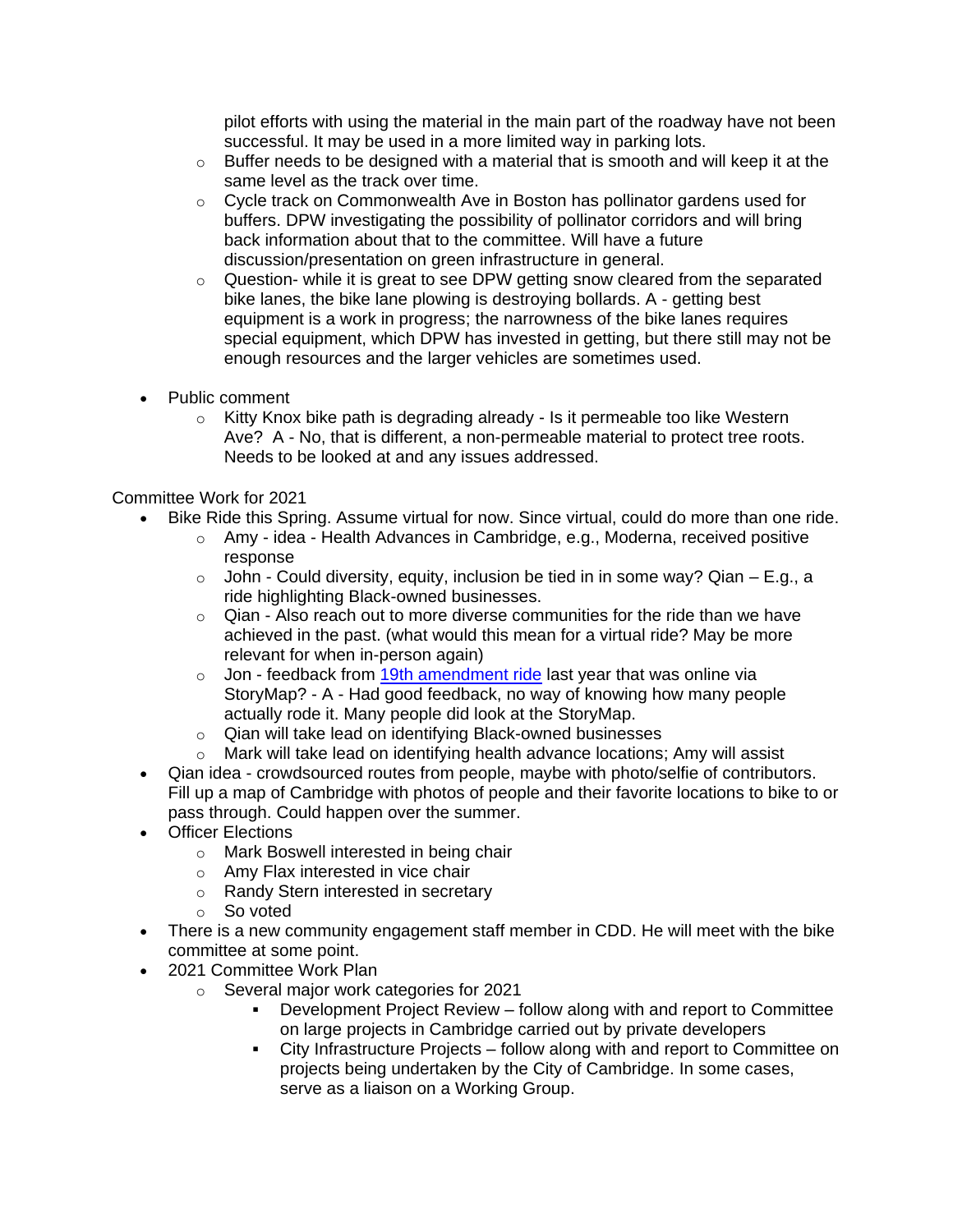pilot efforts with using the material in the main part of the roadway have not been successful. It may be used in a more limited way in parking lots.
    - Buffer needs to be designed with a material that is smooth and will keep it at the same level as the track over time.
    - Cycle track on Commonwealth Ave in Boston has pollinator gardens used for buffers. DPW investigating the possibility of pollinator corridors and will bring back information about that to the committee. Will have a future discussion/presentation on green infrastructure in general.
    - Question- while it is great to see DPW getting snow cleared from the separated bike lanes, the bike lane plowing is destroying bollards. A - getting best equipment is a work in progress; the narrowness of the bike lanes requires special equipment, which DPW has invested in getting, but there still may not be enough resources and the larger vehicles are sometimes used.

- Public comment
    - Kitty Knox bike path is degrading already - Is it permeable too like Western Ave? A - No, that is different, a non-permeable material to protect tree roots. Needs to be looked at and any issues addressed.

Committee Work for 2021

- Bike Ride this Spring. Assume virtual for now. Since virtual, could do more than one ride.
    - Amy - idea - Health Advances in Cambridge, e.g., Moderna, received positive response
    - John - Could diversity, equity, inclusion be tied in in some way? Qian – E.g., a ride highlighting Black-owned businesses.
    - Qian - Also reach out to more diverse communities for the ride than we have achieved in the past. (what would this mean for a virtual ride? May be more relevant for when in-person again)
    - Jon - feedback from [19th amendment ride]() last year that was online via StoryMap? - A - Had good feedback, no way of knowing how many people actually rode it. Many people did look at the StoryMap.
    - Qian will take lead on identifying Black-owned businesses
    - Mark will take lead on identifying health advance locations; Amy will assist
- Qian idea - crowdsourced routes from people, maybe with photo/selfie of contributors. Fill up a map of Cambridge with photos of people and their favorite locations to bike to or pass through. Could happen over the summer.
- Officer Elections
    - Mark Boswell interested in being chair
    - Amy Flax interested in vice chair
    - Randy Stern interested in secretary
    - So voted
- There is a new community engagement staff member in CDD. He will meet with the bike committee at some point.
- 2021 Committee Work Plan
    - Several major work categories for 2021
        - Development Project Review – follow along with and report to Committee on large projects in Cambridge carried out by private developers
        - City Infrastructure Projects – follow along with and report to Committee on projects being undertaken by the City of Cambridge. In some cases, serve as a liaison on a Working Group.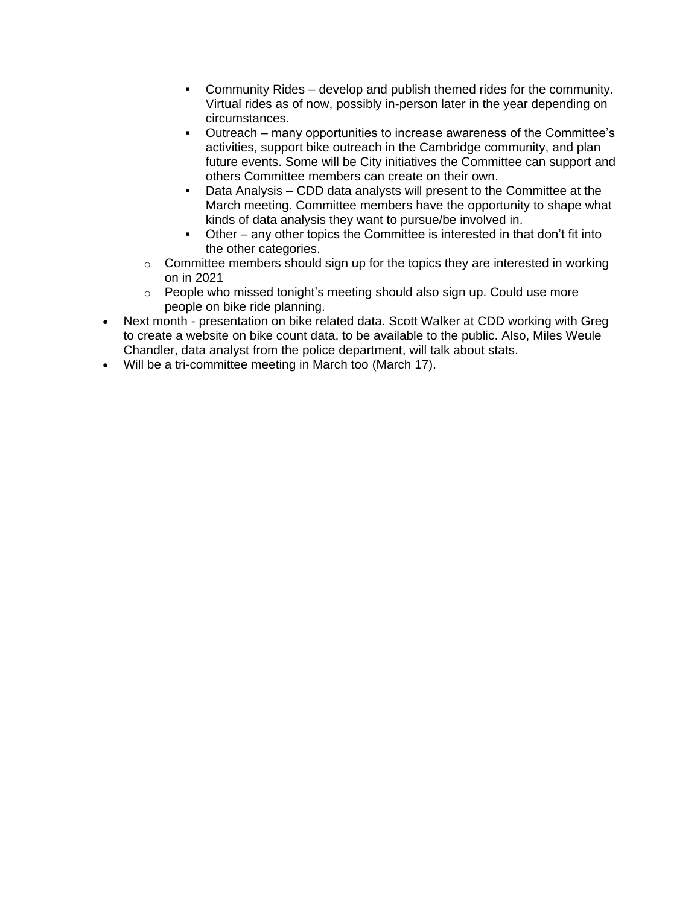- Community Rides – develop and publish themed rides for the community. Virtual rides as of now, possibly in-person later in the year depending on circumstances.
    - Outreach – many opportunities to increase awareness of the Committee's activities, support bike outreach in the Cambridge community, and plan future events. Some will be City initiatives the Committee can support and others Committee members can create on their own.
    - Data Analysis – CDD data analysts will present to the Committee at the March meeting. Committee members have the opportunity to shape what kinds of data analysis they want to pursue/be involved in.
    - Other – any other topics the Committee is interested in that don't fit into the other categories.
  - Committee members should sign up for the topics they are interested in working on in 2021
  - People who missed tonight's meeting should also sign up. Could use more people on bike ride planning.
- Next month - presentation on bike related data. Scott Walker at CDD working with Greg to create a website on bike count data, to be available to the public. Also, Miles Weule Chandler, data analyst from the police department, will talk about stats.
- Will be a tri-committee meeting in March too (March 17).